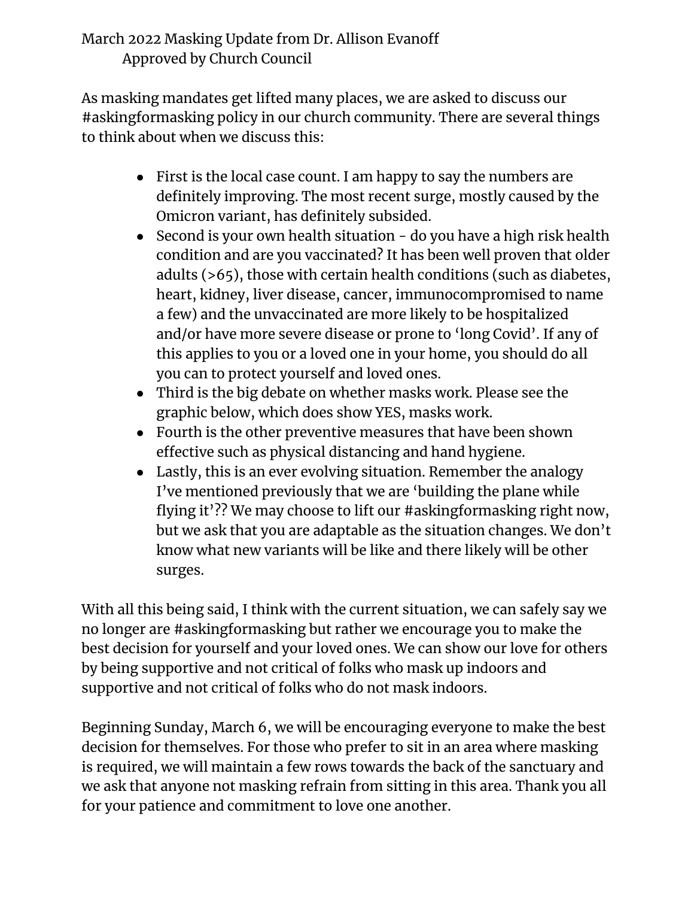March 2022 Masking Update from Dr. Allison Evanoff
Approved by Church Council

As masking mandates get lifted many places, we are asked to discuss our #askingformasking policy in our church community. There are several things to think about when we discuss this:

- First is the local case count. I am happy to say the numbers are definitely improving. The most recent surge, mostly caused by the Omicron variant, has definitely subsided.
- Second is your own health situation - do you have a high risk health condition and are you vaccinated? It has been well proven that older adults (>65), those with certain health conditions (such as diabetes, heart, kidney, liver disease, cancer, immunocompromised to name a few) and the unvaccinated are more likely to be hospitalized and/or have more severe disease or prone to 'long Covid'. If any of this applies to you or a loved one in your home, you should do all you can to protect yourself and loved ones.
- Third is the big debate on whether masks work. Please see the graphic below, which does show YES, masks work.
- Fourth is the other preventive measures that have been shown effective such as physical distancing and hand hygiene.
- Lastly, this is an ever evolving situation. Remember the analogy I've mentioned previously that we are 'building the plane while flying it'?? We may choose to lift our #askingformasking right now, but we ask that you are adaptable as the situation changes. We don't know what new variants will be like and there likely will be other surges.

With all this being said, I think with the current situation, we can safely say we no longer are #askingformasking but rather we encourage you to make the best decision for yourself and your loved ones. We can show our love for others by being supportive and not critical of folks who mask up indoors and supportive and not critical of folks who do not mask indoors.

Beginning Sunday, March 6, we will be encouraging everyone to make the best decision for themselves. For those who prefer to sit in an area where masking is required, we will maintain a few rows towards the back of the sanctuary and we ask that anyone not masking refrain from sitting in this area. Thank you all for your patience and commitment to love one another.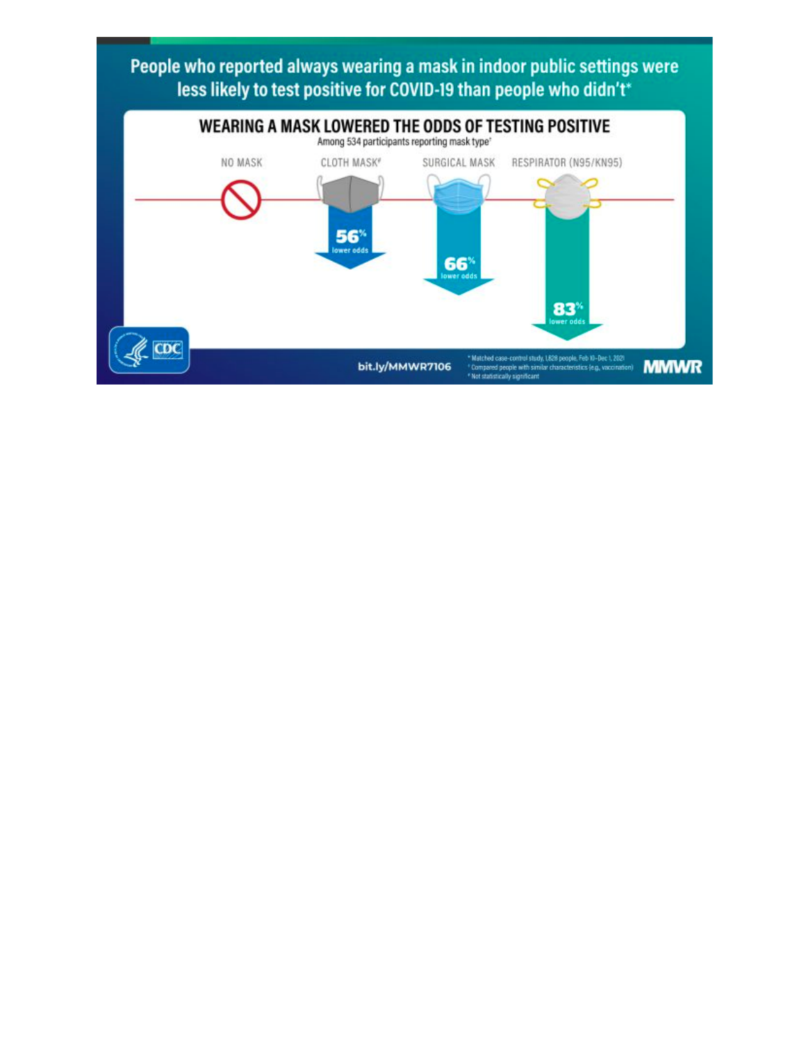People who reported always wearing a mask in indoor public settings were less likely to test positive for COVID-19 than people who didn't*

## WEARING A MASK LOWERED THE ODDS OF TESTING POSITIVE

Among 534 participants reporting mask type†

NO MASK

CLOTH MASK#

56% lower odds

SURGICAL MASK

66% lower odds

RESPIRATOR (N95/KN95)

83% lower odds

bit.ly/MMWR7106

\* Matched case-control study, 1,828 people, Feb 10–Dec 1, 2021

† Compared people with similar characteristics (e.g., vaccination)

\# Not statistically significant

MMWR